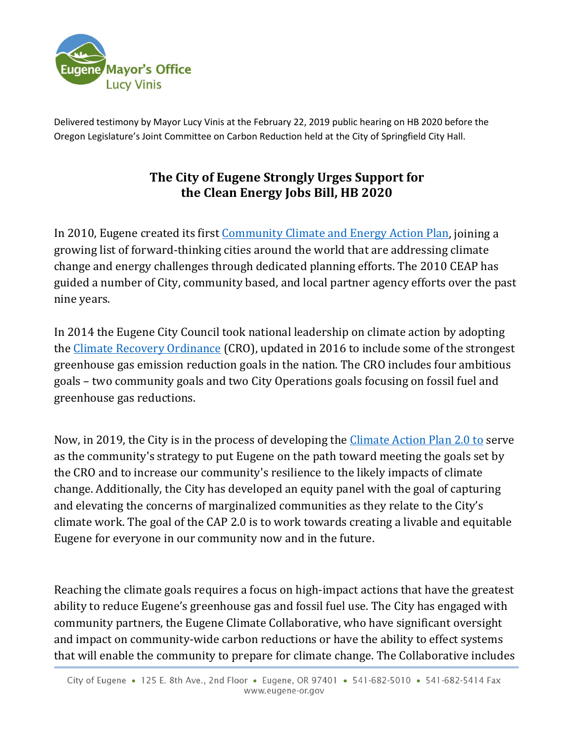Eugene Mayor's Office
Lucy Vinis

Delivered testimony by Mayor Lucy Vinis at the February 22, 2019 public hearing on HB 2020 before the Oregon Legislature's Joint Committee on Carbon Reduction held at the City of Springfield City Hall.

## The City of Eugene Strongly Urges Support for the Clean Energy Jobs Bill, HB 2020

In 2010, Eugene created its first [Community Climate and Energy Action Plan](), joining a growing list of forward-thinking cities around the world that are addressing climate change and energy challenges through dedicated planning efforts. The 2010 CEAP has guided a number of City, community based, and local partner agency efforts over the past nine years.

In 2014 the Eugene City Council took national leadership on climate action by adopting the [Climate Recovery Ordinance]() (CRO), updated in 2016 to include some of the strongest greenhouse gas emission reduction goals in the nation. The CRO includes four ambitious goals – two community goals and two City Operations goals focusing on fossil fuel and greenhouse gas reductions.

Now, in 2019, the City is in the process of developing the [Climate Action Plan 2.0 to]() serve as the community's strategy to put Eugene on the path toward meeting the goals set by the CRO and to increase our community's resilience to the likely impacts of climate change. Additionally, the City has developed an equity panel with the goal of capturing and elevating the concerns of marginalized communities as they relate to the City's climate work. The goal of the CAP 2.0 is to work towards creating a livable and equitable Eugene for everyone in our community now and in the future.

Reaching the climate goals requires a focus on high-impact actions that have the greatest ability to reduce Eugene's greenhouse gas and fossil fuel use. The City has engaged with community partners, the Eugene Climate Collaborative, who have significant oversight and impact on community-wide carbon reductions or have the ability to effect systems that will enable the community to prepare for climate change. The Collaborative includes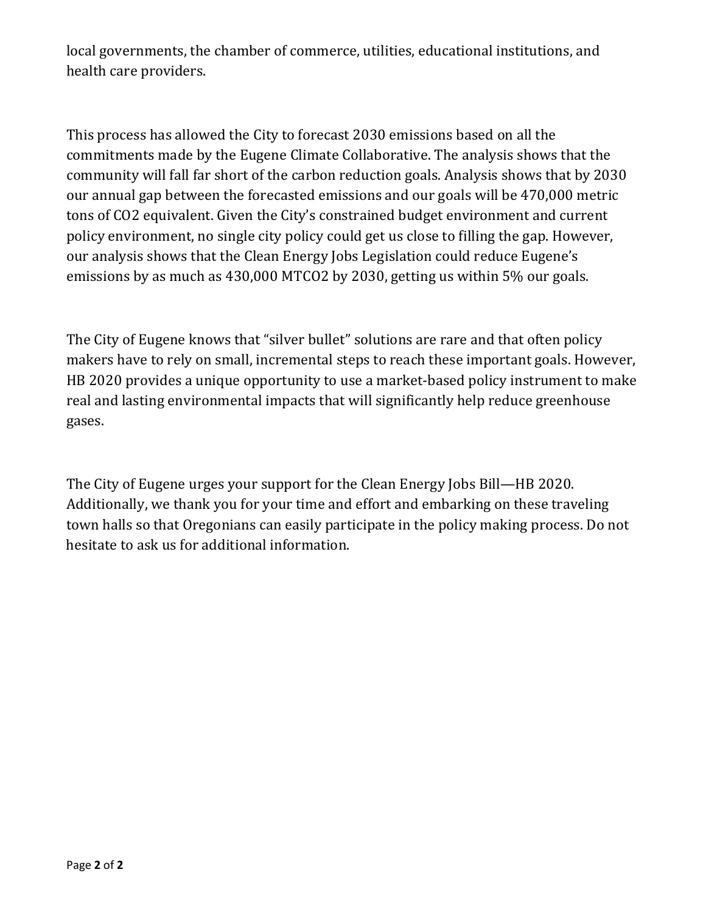local governments, the chamber of commerce, utilities, educational institutions, and health care providers.

This process has allowed the City to forecast 2030 emissions based on all the commitments made by the Eugene Climate Collaborative. The analysis shows that the community will fall far short of the carbon reduction goals. Analysis shows that by 2030 our annual gap between the forecasted emissions and our goals will be 470,000 metric tons of $CO_2$ equivalent. Given the City's constrained budget environment and current policy environment, no single city policy could get us close to filling the gap. However, our analysis shows that the Clean Energy Jobs Legislation could reduce Eugene's emissions by as much as 430,000 $MTCO_2$ by 2030, getting us within 5% our goals.

The City of Eugene knows that "silver bullet" solutions are rare and that often policy makers have to rely on small, incremental steps to reach these important goals. However, HB 2020 provides a unique opportunity to use a market-based policy instrument to make real and lasting environmental impacts that will significantly help reduce greenhouse gases.

The City of Eugene urges your support for the Clean Energy Jobs Bill—HB 2020. Additionally, we thank you for your time and effort and embarking on these traveling town halls so that Oregonians can easily participate in the policy making process. Do not hesitate to ask us for additional information.